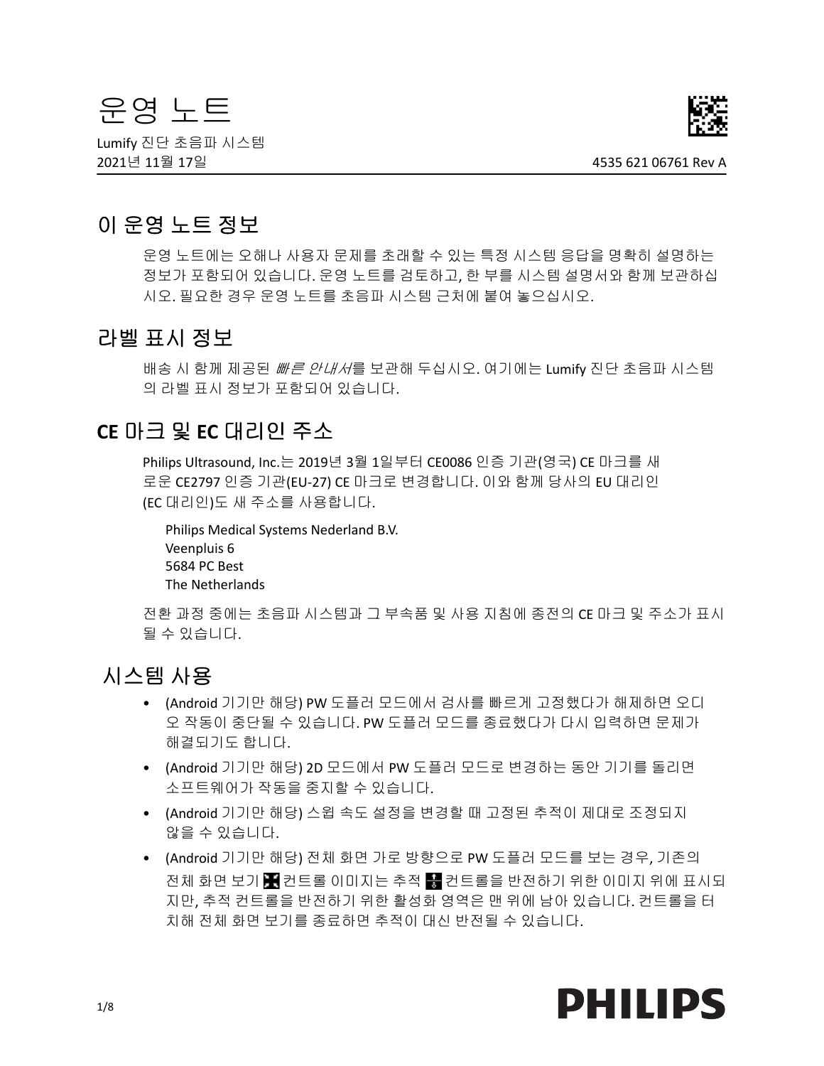# 운영 노트

Lumify 진단 초음파 시스템

2021년 11월 17일

4535 621 06761 Rev A

## 이 운영 노트 정보

운영 노트에는 오해나 사용자 문제를 초래할 수 있는 특정 시스템 응답을 명확히 설명하는 정보가 포함되어 있습니다. 운영 노트를 검토하고, 한 부를 시스템 설명서와 함께 보관하십시오. 필요한 경우 운영 노트를 초음파 시스템 근처에 붙여 놓으십시오.

## 라벨 표시 정보

배송 시 함께 제공된 *빠른 안내서*를 보관해 두십시오. 여기에는 Lumify 진단 초음파 시스템의 라벨 표시 정보가 포함되어 있습니다.

## CE 마크 및 EC 대리인 주소

Philips Ultrasound, Inc.는 2019년 3월 1일부터 CE0086 인증 기관(영국) CE 마크를 새로운 CE2797 인증 기관(EU-27) CE 마크로 변경합니다. 이와 함께 당사의 EU 대리인(EC 대리인)도 새 주소를 사용합니다.

Philips Medical Systems Nederland B.V.
Veenpluis 6
5684 PC Best
The Netherlands

전환 과정 중에는 초음파 시스템과 그 부속품 및 사용 지침에 종전의 CE 마크 및 주소가 표시될 수 있습니다.

## 시스템 사용

- (Android 기기만 해당) PW 도플러 모드에서 검사를 빠르게 고정했다가 해제하면 오디오 작동이 중단될 수 있습니다. PW 도플러 모드를 종료했다가 다시 입력하면 문제가 해결되기도 합니다.
- (Android 기기만 해당) 2D 모드에서 PW 도플러 모드로 변경하는 동안 기기를 돌리면 소프트웨어가 작동을 중지할 수 있습니다.
- (Android 기기만 해당) 스윕 속도 설정을 변경할 때 고정된 추적이 제대로 조정되지 않을 수 있습니다.
- (Android 기기만 해당) 전체 화면 가로 방향으로 PW 도플러 모드를 보는 경우, 기존의 전체 화면 보기 컨트롤 이미지는 추적 컨트롤을 반전하기 위한 이미지 위에 표시되지만, 추적 컨트롤을 반전하기 위한 활성화 영역은 맨 위에 남아 있습니다. 컨트롤을 터치해 전체 화면 보기를 종료하면 추적이 대신 반전될 수 있습니다.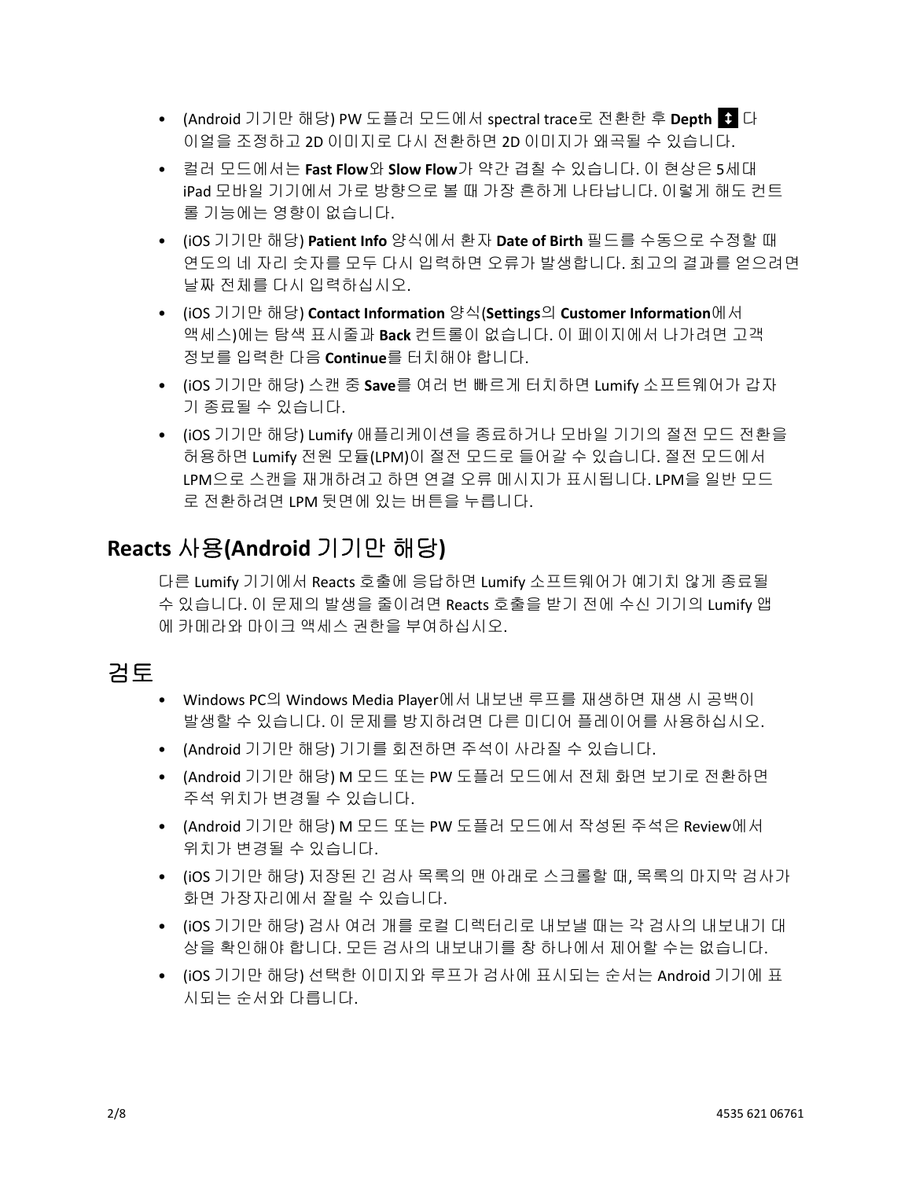- (Android 기기만 해당) PW 도플러 모드에서 spectral trace로 전환한 후 **Depth** ↕ 다이얼을 조정하고 2D 이미지로 다시 전환하면 2D 이미지가 왜곡될 수 있습니다.
- 컬러 모드에서는 **Fast Flow**와 **Slow Flow**가 약간 겹칠 수 있습니다. 이 현상은 5세대 iPad 모바일 기기에서 가로 방향으로 볼 때 가장 흔하게 나타납니다. 이렇게 해도 컨트롤 기능에는 영향이 없습니다.
- (iOS 기기만 해당) **Patient Info** 양식에서 환자 **Date of Birth** 필드를 수동으로 수정할 때 연도의 네 자리 숫자를 모두 다시 입력하면 오류가 발생합니다. 최고의 결과를 얻으려면 날짜 전체를 다시 입력하십시오.
- (iOS 기기만 해당) **Contact Information** 양식(**Settings**의 **Customer Information**에서 액세스)에는 탐색 표시줄과 **Back** 컨트롤이 없습니다. 이 페이지에서 나가려면 고객 정보를 입력한 다음 **Continue**를 터치해야 합니다.
- (iOS 기기만 해당) 스캔 중 **Save**를 여러 번 빠르게 터치하면 Lumify 소프트웨어가 갑자기 종료될 수 있습니다.
- (iOS 기기만 해당) Lumify 애플리케이션을 종료하거나 모바일 기기의 절전 모드 전환을 허용하면 Lumify 전원 모듈(LPM)이 절전 모드로 들어갈 수 있습니다. 절전 모드에서 LPM으로 스캔을 재개하려고 하면 연결 오류 메시지가 표시됩니다. LPM을 일반 모드로 전환하려면 LPM 뒷면에 있는 버튼을 누릅니다.

## Reacts 사용(Android 기기만 해당)

다른 Lumify 기기에서 Reacts 호출에 응답하면 Lumify 소프트웨어가 예기치 않게 종료될 수 있습니다. 이 문제의 발생을 줄이려면 Reacts 호출을 받기 전에 수신 기기의 Lumify 앱에 카메라와 마이크 액세스 권한을 부여하십시오.

## 검토

- Windows PC의 Windows Media Player에서 내보낸 루프를 재생하면 재생 시 공백이 발생할 수 있습니다. 이 문제를 방지하려면 다른 미디어 플레이어를 사용하십시오.
- (Android 기기만 해당) 기기를 회전하면 주석이 사라질 수 있습니다.
- (Android 기기만 해당) M 모드 또는 PW 도플러 모드에서 전체 화면 보기로 전환하면 주석 위치가 변경될 수 있습니다.
- (Android 기기만 해당) M 모드 또는 PW 도플러 모드에서 작성된 주석은 Review에서 위치가 변경될 수 있습니다.
- (iOS 기기만 해당) 저장된 긴 검사 목록의 맨 아래로 스크롤할 때, 목록의 마지막 검사가 화면 가장자리에서 잘릴 수 있습니다.
- (iOS 기기만 해당) 검사 여러 개를 로컬 디렉터리로 내보낼 때는 각 검사의 내보내기 대상을 확인해야 합니다. 모든 검사의 내보내기를 창 하나에서 제어할 수는 없습니다.
- (iOS 기기만 해당) 선택한 이미지와 루프가 검사에 표시되는 순서는 Android 기기에 표시되는 순서와 다릅니다.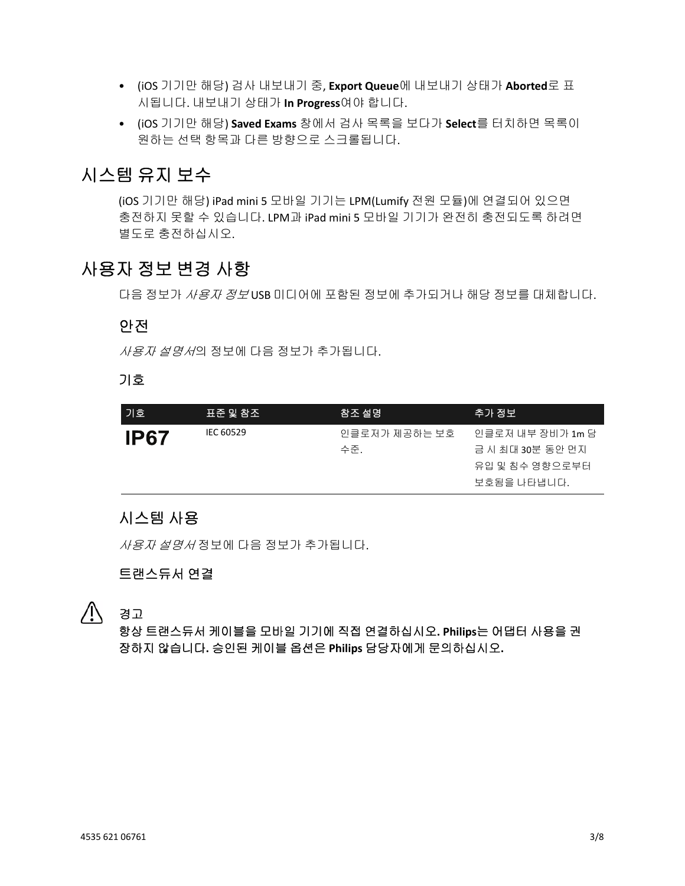- (iOS 기기만 해당) 검사 내보내기 중, **Export Queue**에 내보내기 상태가 **Aborted**로 표시됩니다. 내보내기 상태가 **In Progress**여야 합니다.
- (iOS 기기만 해당) **Saved Exams** 창에서 검사 목록을 보다가 **Select**를 터치하면 목록이 원하는 선택 항목과 다른 방향으로 스크롤됩니다.

# 시스템 유지 보수

(iOS 기기만 해당) iPad mini 5 모바일 기기는 LPM(Lumify 전원 모듈)에 연결되어 있으면 충전하지 못할 수 있습니다. LPM과 iPad mini 5 모바일 기기가 완전히 충전되도록 하려면 별도로 충전하십시오.

# 사용자 정보 변경 사항

다음 정보가 *사용자 정보* USB 미디어에 포함된 정보에 추가되거나 해당 정보를 대체합니다.

## 안전

*사용자 설명서*의 정보에 다음 정보가 추가됩니다.

### 기호

| 기호 | 표준 및 참조 | 참조 설명 | 추가 정보 |
|---|---|---|---|
| **IP67** | IEC 60529 | 인클로저가 제공하는 보호 수준. | 인클로저 내부 장비가 1m 담금 시 최대 30분 동안 먼지 유입 및 침수 영향으로부터 보호됨을 나타냅니다. |

## 시스템 사용

*사용자 설명서* 정보에 다음 정보가 추가됩니다.

### 트랜스듀서 연결

⚠ 경고

**항상 트랜스듀서 케이블을 모바일 기기에 직접 연결하십시오. Philips는 어댑터 사용을 권장하지 않습니다. 승인된 케이블 옵션은 Philips 담당자에게 문의하십시오.**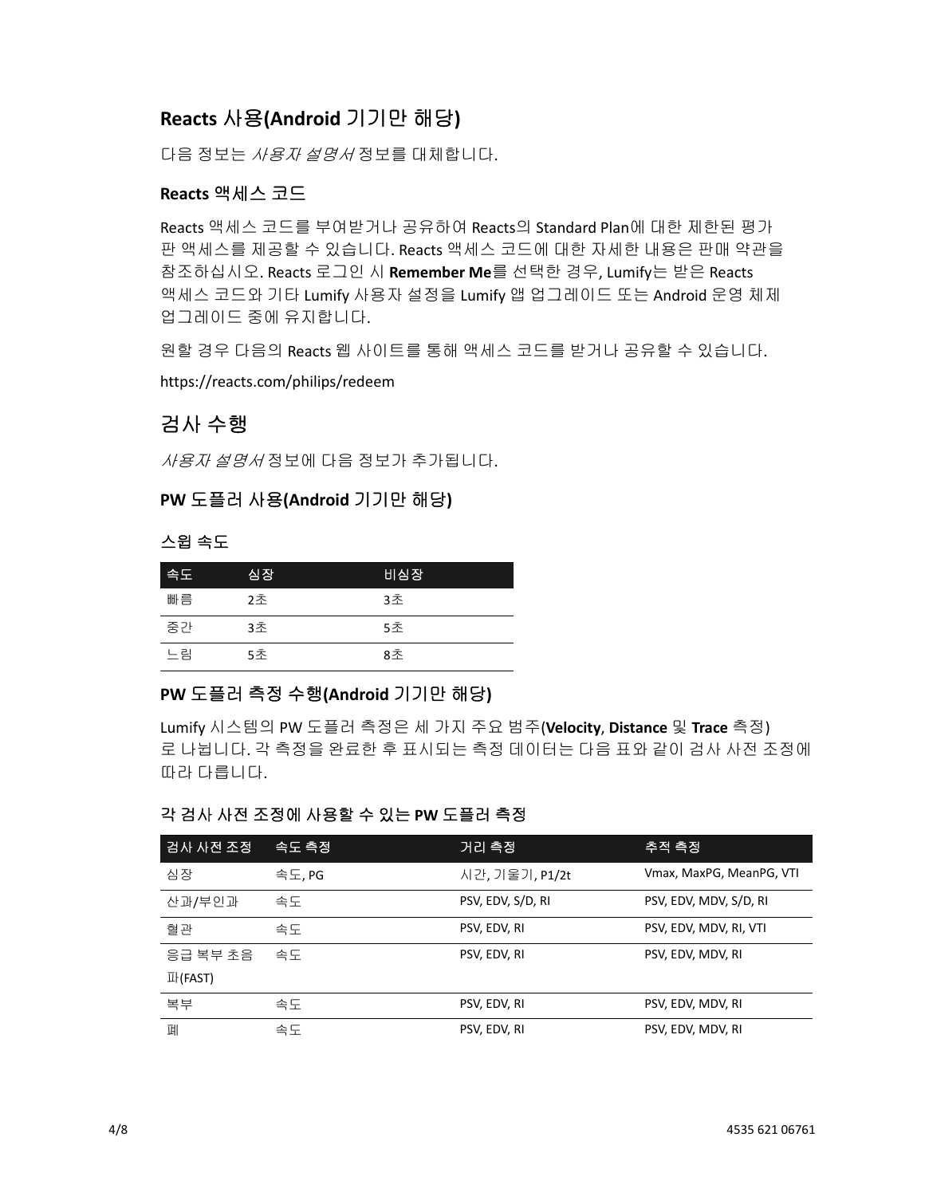## Reacts 사용(Android 기기만 해당)

다음 정보는 *사용자 설명서* 정보를 대체합니다.

### Reacts 액세스 코드

Reacts 액세스 코드를 부여받거나 공유하여 Reacts의 Standard Plan에 대한 제한된 평가판 액세스를 제공할 수 있습니다. Reacts 액세스 코드에 대한 자세한 내용은 판매 약관을 참조하십시오. Reacts 로그인 시 **Remember Me**를 선택한 경우, Lumify는 받은 Reacts 액세스 코드와 기타 Lumify 사용자 설정을 Lumify 앱 업그레이드 또는 Android 운영 체제 업그레이드 중에 유지합니다.

원할 경우 다음의 Reacts 웹 사이트를 통해 액세스 코드를 받거나 공유할 수 있습니다.

https://reacts.com/philips/redeem

## 검사 수행

*사용자 설명서* 정보에 다음 정보가 추가됩니다.

### PW 도플러 사용(Android 기기만 해당)

#### 스윕 속도

| 속도 | 심장 | 비심장 |
|---|---|---|
| 빠름 | 2초 | 3초 |
| 중간 | 3초 | 5초 |
| 느림 | 5초 | 8초 |

### PW 도플러 측정 수행(Android 기기만 해당)

Lumify 시스템의 PW 도플러 측정은 세 가지 주요 범주(**Velocity**, **Distance** 및 **Trace** 측정)로 나뉩니다. 각 측정을 완료한 후 표시되는 측정 데이터는 다음 표와 같이 검사 사전 조정에 따라 다릅니다.

#### 각 검사 사전 조정에 사용할 수 있는 PW 도플러 측정

| 검사 사전 조정 | 속도 측정 | 거리 측정 | 추적 측정 |
|---|---|---|---|
| 심장 | 속도, PG | 시간, 기울기, P1/2t | Vmax, MaxPG, MeanPG, VTI |
| 산과/부인과 | 속도 | PSV, EDV, S/D, RI | PSV, EDV, MDV, S/D, RI |
| 혈관 | 속도 | PSV, EDV, RI | PSV, EDV, MDV, RI, VTI |
| 응급 복부 초음파(FAST) | 속도 | PSV, EDV, RI | PSV, EDV, MDV, RI |
| 복부 | 속도 | PSV, EDV, RI | PSV, EDV, MDV, RI |
| 폐 | 속도 | PSV, EDV, RI | PSV, EDV, MDV, RI |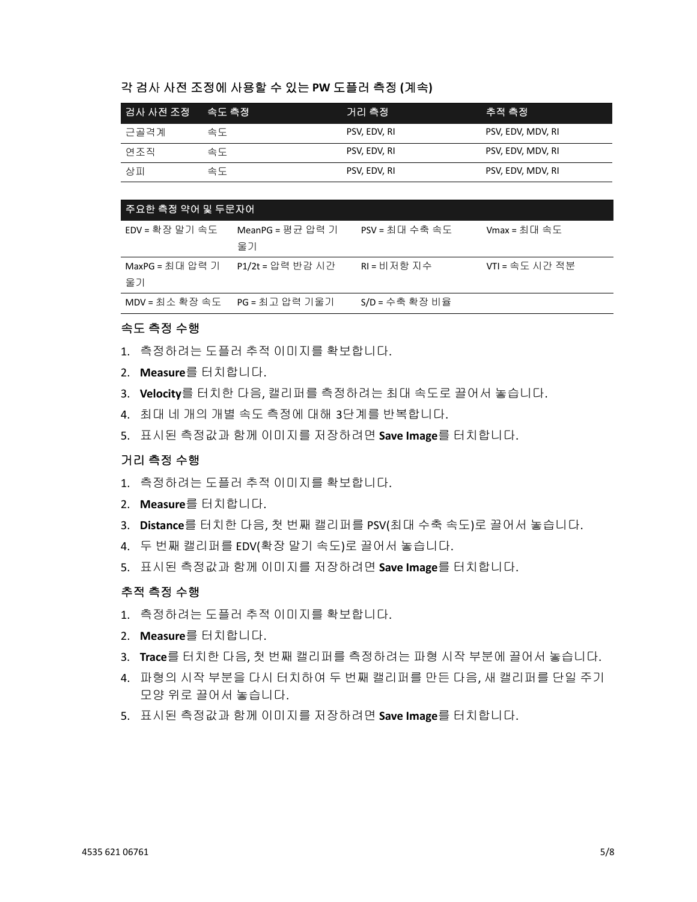### 각 검사 사전 조정에 사용할 수 있는 PW 도플러 측정 (계속)

| 검사 사전 조정 | 속도 측정 | 거리 측정 | 추적 측정 |
|---|---|---|---|
| 근골격계 | 속도 | PSV, EDV, RI | PSV, EDV, MDV, RI |
| 연조직 | 속도 | PSV, EDV, RI | PSV, EDV, MDV, RI |
| 상피 | 속도 | PSV, EDV, RI | PSV, EDV, MDV, RI |

| 주요한 측정 약어 및 두문자어 | | | |
|---|---|---|---|
| EDV = 확장 말기 속도 | MeanPG = 평균 압력 기울기 | PSV = 최대 수축 속도 | Vmax = 최대 속도 |
| MaxPG = 최대 압력 기울기 | P1/2t = 압력 반감 시간 | RI = 비저항 지수 | VTI = 속도 시간 적분 |
| MDV = 최소 확장 속도 | PG = 최고 압력 기울기 | S/D = 수축 확장 비율 | |

### 속도 측정 수행

1. 측정하려는 도플러 추적 이미지를 확보합니다.
2. **Measure**를 터치합니다.
3. **Velocity**를 터치한 다음, 캘리퍼를 측정하려는 최대 속도로 끌어서 놓습니다.
4. 최대 네 개의 개별 속도 측정에 대해 3단계를 반복합니다.
5. 표시된 측정값과 함께 이미지를 저장하려면 **Save Image**를 터치합니다.

### 거리 측정 수행

1. 측정하려는 도플러 추적 이미지를 확보합니다.
2. **Measure**를 터치합니다.
3. **Distance**를 터치한 다음, 첫 번째 캘리퍼를 PSV(최대 수축 속도)로 끌어서 놓습니다.
4. 두 번째 캘리퍼를 EDV(확장 말기 속도)로 끌어서 놓습니다.
5. 표시된 측정값과 함께 이미지를 저장하려면 **Save Image**를 터치합니다.

### 추적 측정 수행

1. 측정하려는 도플러 추적 이미지를 확보합니다.
2. **Measure**를 터치합니다.
3. **Trace**를 터치한 다음, 첫 번째 캘리퍼를 측정하려는 파형 시작 부분에 끌어서 놓습니다.
4. 파형의 시작 부분을 다시 터치하여 두 번째 캘리퍼를 만든 다음, 새 캘리퍼를 단일 주기 모양 위로 끌어서 놓습니다.
5. 표시된 측정값과 함께 이미지를 저장하려면 **Save Image**를 터치합니다.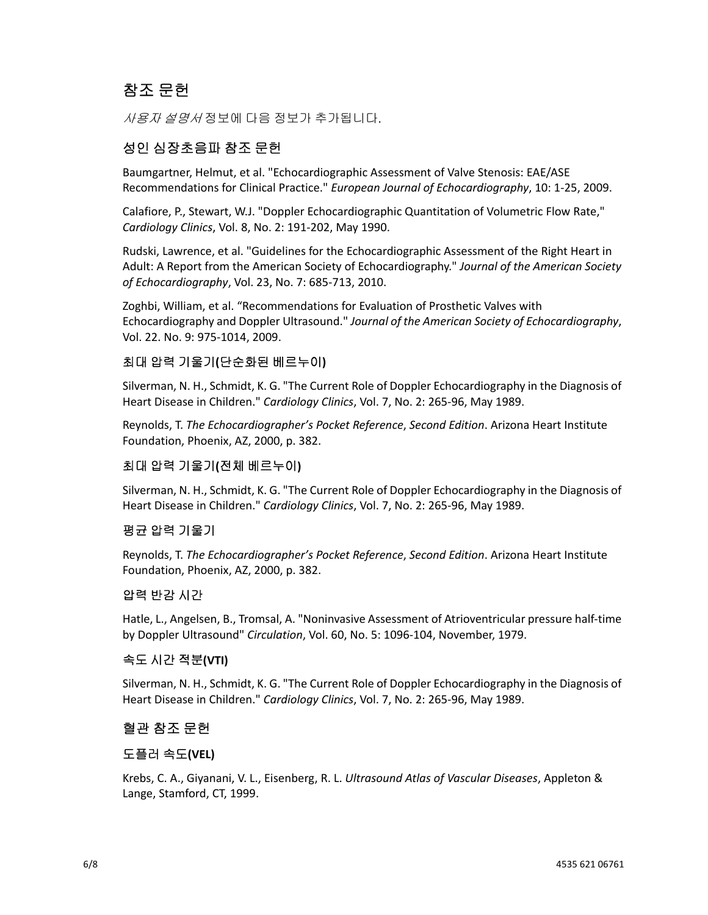# 참조 문헌

*사용자 설명서* 정보에 다음 정보가 추가됩니다.

## 성인 심장초음파 참조 문헌

Baumgartner, Helmut, et al. "Echocardiographic Assessment of Valve Stenosis: EAE/ASE Recommendations for Clinical Practice." *European Journal of Echocardiography*, 10: 1-25, 2009.

Calafiore, P., Stewart, W.J. "Doppler Echocardiographic Quantitation of Volumetric Flow Rate," *Cardiology Clinics*, Vol. 8, No. 2: 191-202, May 1990.

Rudski, Lawrence, et al. "Guidelines for the Echocardiographic Assessment of the Right Heart in Adult: A Report from the American Society of Echocardiography." *Journal of the American Society of Echocardiography*, Vol. 23, No. 7: 685-713, 2010.

Zoghbi, William, et al. "Recommendations for Evaluation of Prosthetic Valves with Echocardiography and Doppler Ultrasound." *Journal of the American Society of Echocardiography*, Vol. 22. No. 9: 975-1014, 2009.

### 최대 압력 기울기(단순화된 베르누이)

Silverman, N. H., Schmidt, K. G. "The Current Role of Doppler Echocardiography in the Diagnosis of Heart Disease in Children." *Cardiology Clinics*, Vol. 7, No. 2: 265-96, May 1989.

Reynolds, T. *The Echocardiographer's Pocket Reference*, *Second Edition*. Arizona Heart Institute Foundation, Phoenix, AZ, 2000, p. 382.

### 최대 압력 기울기(전체 베르누이)

Silverman, N. H., Schmidt, K. G. "The Current Role of Doppler Echocardiography in the Diagnosis of Heart Disease in Children." *Cardiology Clinics*, Vol. 7, No. 2: 265-96, May 1989.

### 평균 압력 기울기

Reynolds, T. *The Echocardiographer's Pocket Reference*, *Second Edition*. Arizona Heart Institute Foundation, Phoenix, AZ, 2000, p. 382.

### 압력 반감 시간

Hatle, L., Angelsen, B., Tromsal, A. "Noninvasive Assessment of Atrioventricular pressure half-time by Doppler Ultrasound" *Circulation*, Vol. 60, No. 5: 1096-104, November, 1979.

### 속도 시간 적분(VTI)

Silverman, N. H., Schmidt, K. G. "The Current Role of Doppler Echocardiography in the Diagnosis of Heart Disease in Children." *Cardiology Clinics*, Vol. 7, No. 2: 265-96, May 1989.

## 혈관 참조 문헌

### 도플러 속도(VEL)

Krebs, C. A., Giyanani, V. L., Eisenberg, R. L. *Ultrasound Atlas of Vascular Diseases*, Appleton & Lange, Stamford, CT, 1999.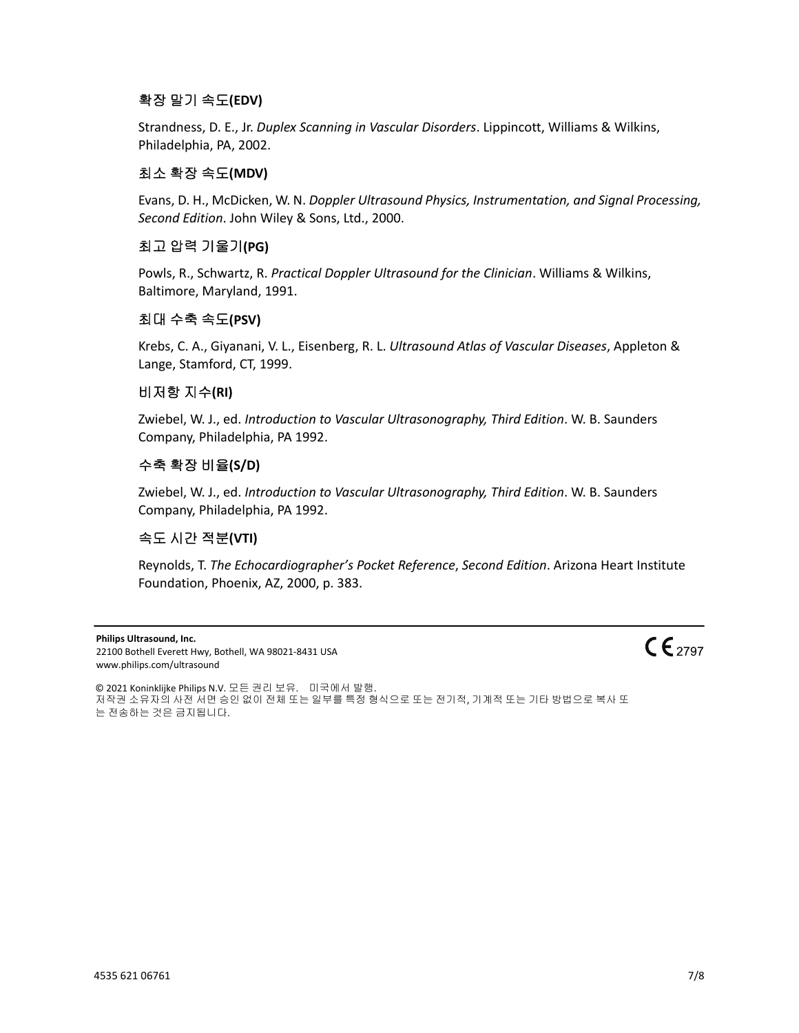### 확장 말기 속도**(EDV)**

Strandness, D. E., Jr. *Duplex Scanning in Vascular Disorders*. Lippincott, Williams & Wilkins, Philadelphia, PA, 2002.

### 최소 확장 속도**(MDV)**

Evans, D. H., McDicken, W. N. *Doppler Ultrasound Physics, Instrumentation, and Signal Processing, Second Edition*. John Wiley & Sons, Ltd., 2000.

### 최고 압력 기울기**(PG)**

Powls, R., Schwartz, R. *Practical Doppler Ultrasound for the Clinician*. Williams & Wilkins, Baltimore, Maryland, 1991.

### 최대 수축 속도**(PSV)**

Krebs, C. A., Giyanani, V. L., Eisenberg, R. L. *Ultrasound Atlas of Vascular Diseases*, Appleton & Lange, Stamford, CT, 1999.

### 비저항 지수**(RI)**

Zwiebel, W. J., ed. *Introduction to Vascular Ultrasonography, Third Edition*. W. B. Saunders Company, Philadelphia, PA 1992.

### 수축 확장 비율**(S/D)**

Zwiebel, W. J., ed. *Introduction to Vascular Ultrasonography, Third Edition*. W. B. Saunders Company, Philadelphia, PA 1992.

### 속도 시간 적분**(VTI)**

Reynolds, T. *The Echocardiographer's Pocket Reference*, *Second Edition*. Arizona Heart Institute Foundation, Phoenix, AZ, 2000, p. 383.

---

**Philips Ultrasound, Inc.**
22100 Bothell Everett Hwy, Bothell, WA 98021-8431 USA
www.philips.com/ultrasound

CE 2797

© 2021 Koninklijke Philips N.V. 모든 권리 보유. 미국에서 발행.
저작권 소유자의 사전 서면 승인 없이 전체 또는 일부를 특정 형식으로 또는 전기적, 기계적 또는 기타 방법으로 복사 또는 전송하는 것은 금지됩니다.

4535 621 06761